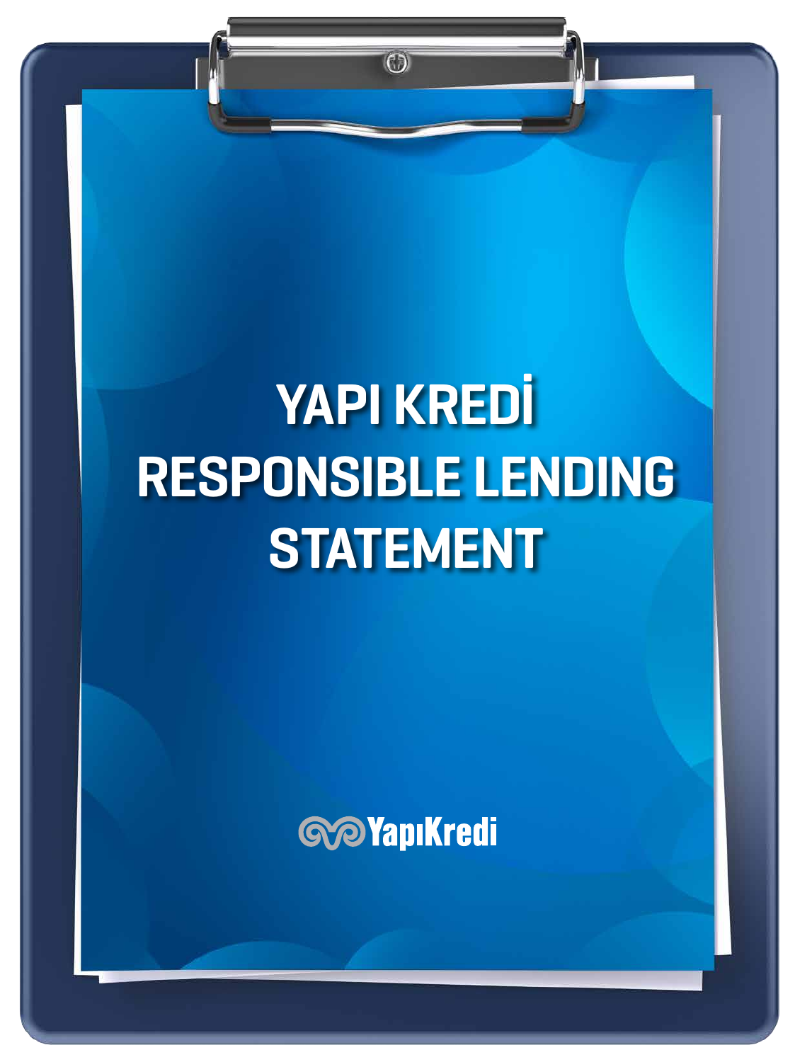# YAPI KREDİ RESPONSIBLE LENDING STATEMENT

YapıKredi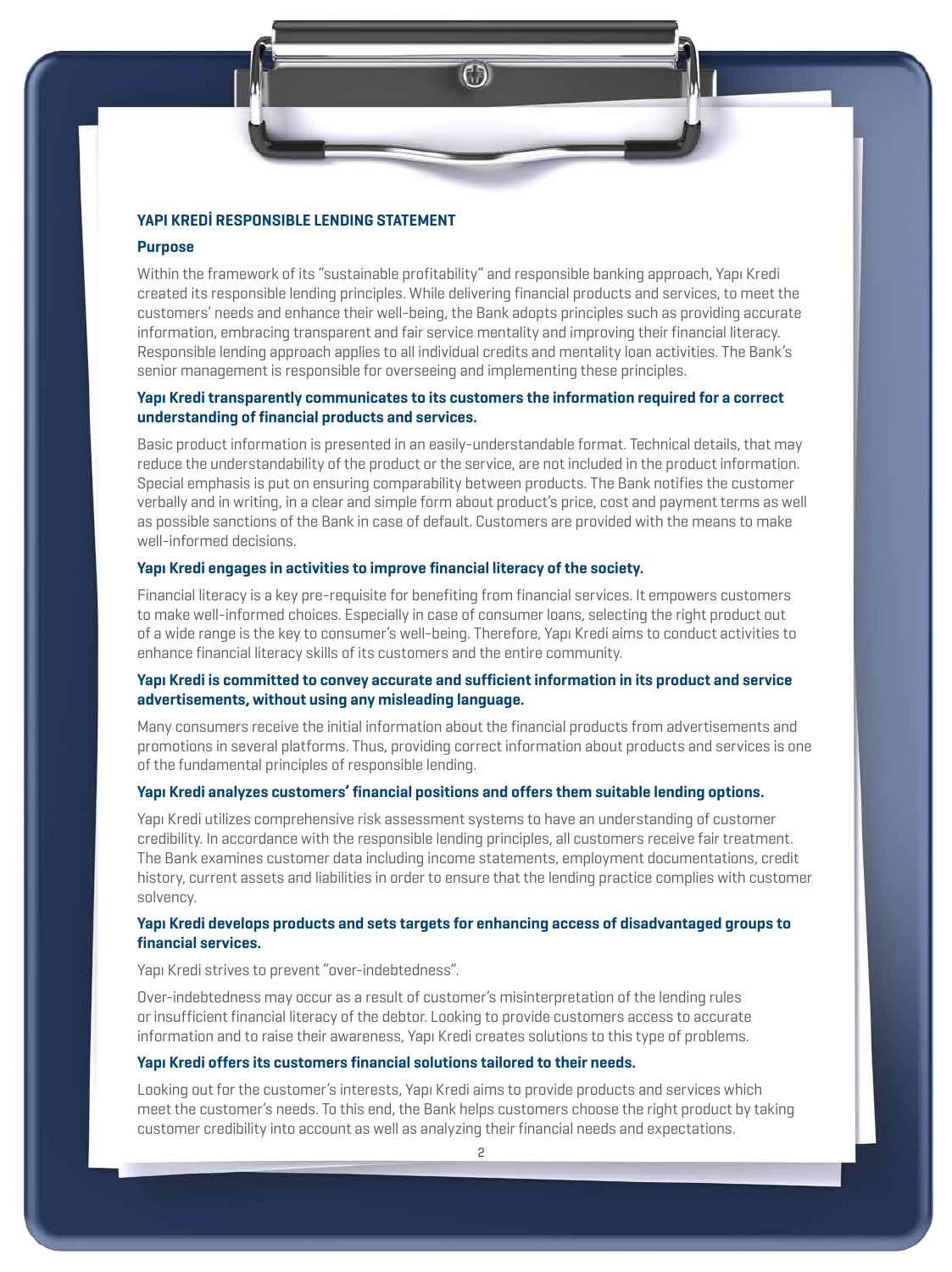## YAPI KREDİ RESPONSIBLE LENDING STATEMENT

### Purpose

Within the framework of its "sustainable profitability" and responsible banking approach, Yapı Kredi created its responsible lending principles. While delivering financial products and services, to meet the customers' needs and enhance their well-being, the Bank adopts principles such as providing accurate information, embracing transparent and fair service mentality and improving their financial literacy. Responsible lending approach applies to all individual credits and mentality loan activities. The Bank's senior management is responsible for overseeing and implementing these principles.

### Yapı Kredi transparently communicates to its customers the information required for a correct understanding of financial products and services.

Basic product information is presented in an easily-understandable format. Technical details, that may reduce the understandability of the product or the service, are not included in the product information. Special emphasis is put on ensuring comparability between products. The Bank notifies the customer verbally and in writing, in a clear and simple form about product's price, cost and payment terms as well as possible sanctions of the Bank in case of default. Customers are provided with the means to make well-informed decisions.

### Yapı Kredi engages in activities to improve financial literacy of the society.

Financial literacy is a key pre-requisite for benefiting from financial services. It empowers customers to make well-informed choices. Especially in case of consumer loans, selecting the right product out of a wide range is the key to consumer's well-being. Therefore, Yapı Kredi aims to conduct activities to enhance financial literacy skills of its customers and the entire community.

### Yapı Kredi is committed to convey accurate and sufficient information in its product and service advertisements, without using any misleading language.

Many consumers receive the initial information about the financial products from advertisements and promotions in several platforms. Thus, providing correct information about products and services is one of the fundamental principles of responsible lending.

### Yapı Kredi analyzes customers' financial positions and offers them suitable lending options.

Yapı Kredi utilizes comprehensive risk assessment systems to have an understanding of customer credibility. In accordance with the responsible lending principles, all customers receive fair treatment. The Bank examines customer data including income statements, employment documentations, credit history, current assets and liabilities in order to ensure that the lending practice complies with customer solvency.

### Yapı Kredi develops products and sets targets for enhancing access of disadvantaged groups to financial services.

Yapı Kredi strives to prevent "over-indebtedness".

Over-indebtedness may occur as a result of customer's misinterpretation of the lending rules or insufficient financial literacy of the debtor. Looking to provide customers access to accurate information and to raise their awareness, Yapı Kredi creates solutions to this type of problems.

### Yapı Kredi offers its customers financial solutions tailored to their needs.

Looking out for the customer's interests, Yapı Kredi aims to provide products and services which meet the customer's needs. To this end, the Bank helps customers choose the right product by taking customer credibility into account as well as analyzing their financial needs and expectations.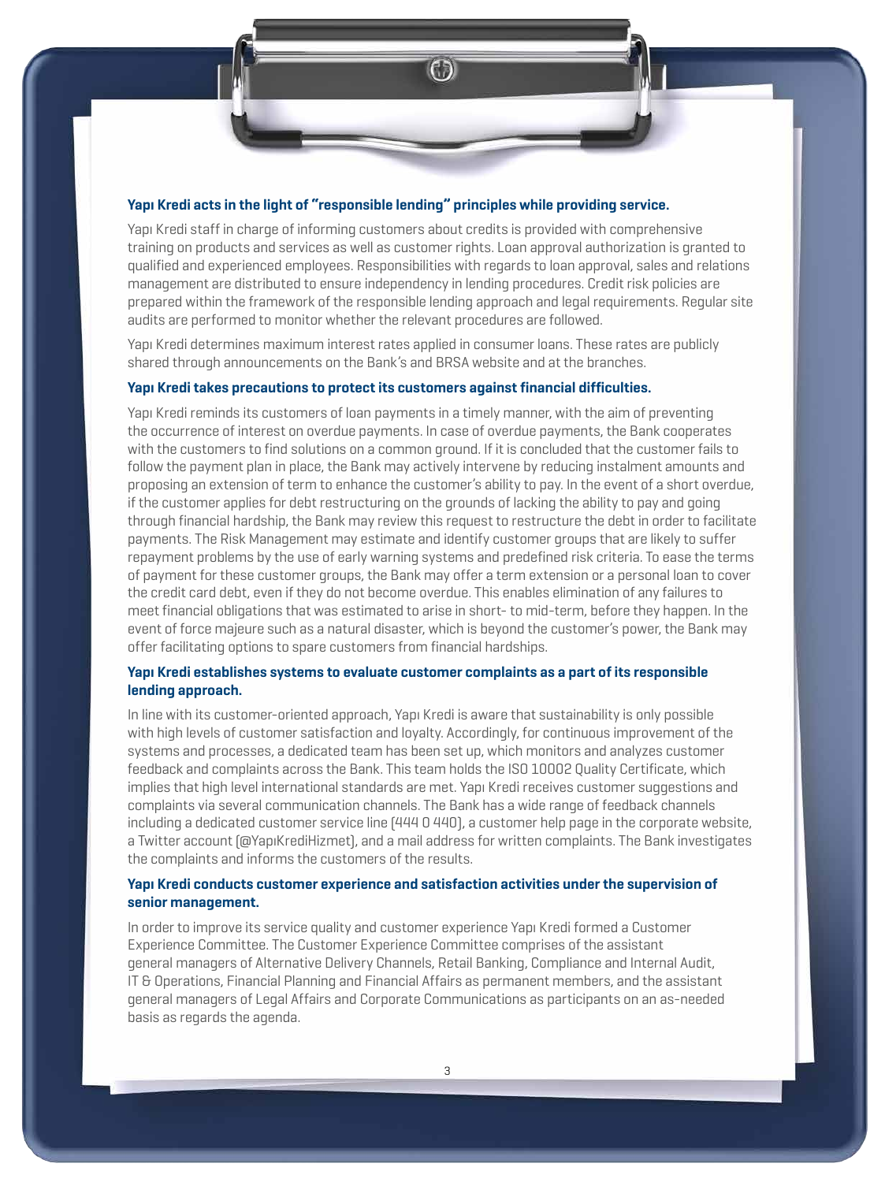**Yapı Kredi acts in the light of "responsible lending" principles while providing service.**

Yapı Kredi staff in charge of informing customers about credits is provided with comprehensive training on products and services as well as customer rights. Loan approval authorization is granted to qualified and experienced employees. Responsibilities with regards to loan approval, sales and relations management are distributed to ensure independency in lending procedures. Credit risk policies are prepared within the framework of the responsible lending approach and legal requirements. Regular site audits are performed to monitor whether the relevant procedures are followed.

Yapı Kredi determines maximum interest rates applied in consumer loans. These rates are publicly shared through announcements on the Bank's and BRSA website and at the branches.

**Yapı Kredi takes precautions to protect its customers against financial difficulties.**

Yapı Kredi reminds its customers of loan payments in a timely manner, with the aim of preventing the occurrence of interest on overdue payments. In case of overdue payments, the Bank cooperates with the customers to find solutions on a common ground. If it is concluded that the customer fails to follow the payment plan in place, the Bank may actively intervene by reducing instalment amounts and proposing an extension of term to enhance the customer's ability to pay. In the event of a short overdue, if the customer applies for debt restructuring on the grounds of lacking the ability to pay and going through financial hardship, the Bank may review this request to restructure the debt in order to facilitate payments. The Risk Management may estimate and identify customer groups that are likely to suffer repayment problems by the use of early warning systems and predefined risk criteria. To ease the terms of payment for these customer groups, the Bank may offer a term extension or a personal loan to cover the credit card debt, even if they do not become overdue. This enables elimination of any failures to meet financial obligations that was estimated to arise in short- to mid-term, before they happen. In the event of force majeure such as a natural disaster, which is beyond the customer's power, the Bank may offer facilitating options to spare customers from financial hardships.

**Yapı Kredi establishes systems to evaluate customer complaints as a part of its responsible lending approach.**

In line with its customer-oriented approach, Yapı Kredi is aware that sustainability is only possible with high levels of customer satisfaction and loyalty. Accordingly, for continuous improvement of the systems and processes, a dedicated team has been set up, which monitors and analyzes customer feedback and complaints across the Bank. This team holds the ISO 10002 Quality Certificate, which implies that high level international standards are met. Yapı Kredi receives customer suggestions and complaints via several communication channels. The Bank has a wide range of feedback channels including a dedicated customer service line (444 0 440), a customer help page in the corporate website, a Twitter account (@YapıKrediHizmet), and a mail address for written complaints. The Bank investigates the complaints and informs the customers of the results.

**Yapı Kredi conducts customer experience and satisfaction activities under the supervision of senior management.**

In order to improve its service quality and customer experience Yapı Kredi formed a Customer Experience Committee. The Customer Experience Committee comprises of the assistant general managers of Alternative Delivery Channels, Retail Banking, Compliance and Internal Audit, IT & Operations, Financial Planning and Financial Affairs as permanent members, and the assistant general managers of Legal Affairs and Corporate Communications as participants on an as-needed basis as regards the agenda.